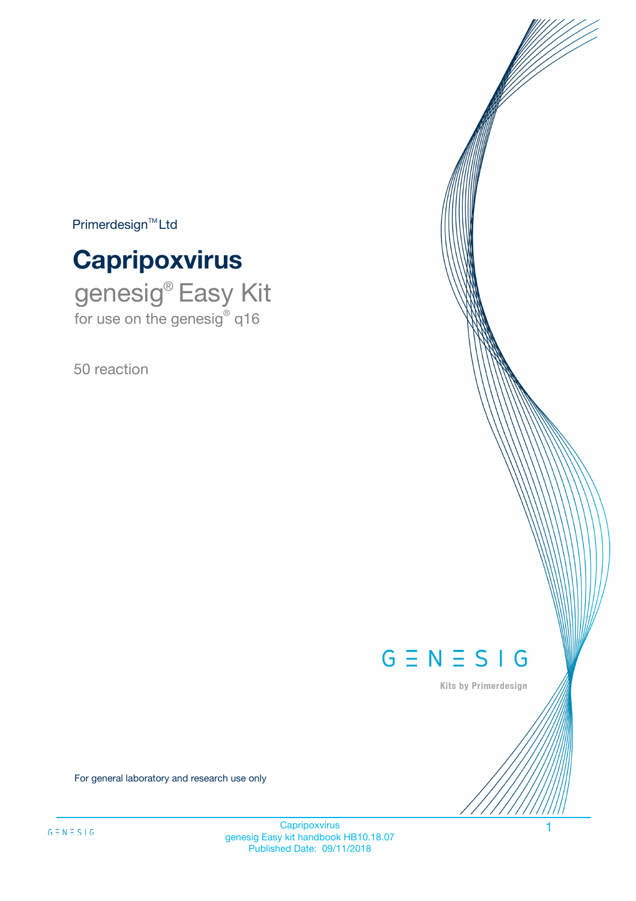Primerdesign™ Ltd

# Capripoxvirus

## genesig® Easy Kit

for use on the genesig® q16

50 reaction

For general laboratory and research use only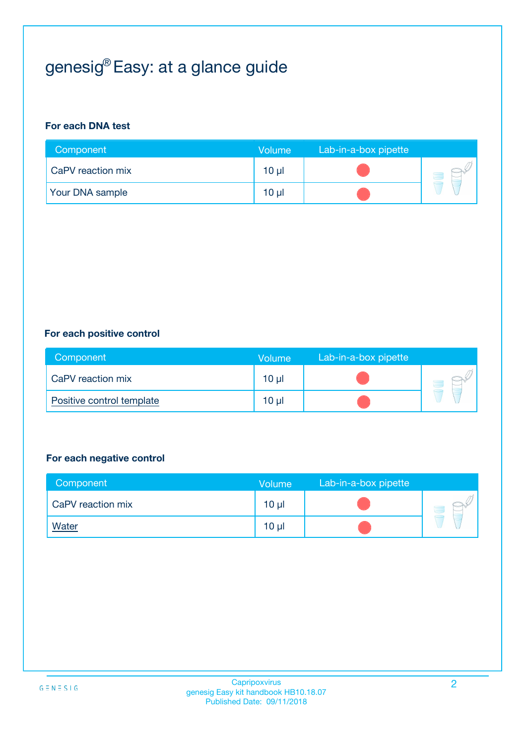# genesig® Easy: at a glance guide

### For each DNA test

| Component | Volume | Lab-in-a-box pipette |
|---|---|---|
| CaPV reaction mix | 10 µl | |
| Your DNA sample | 10 µl | |

### For each positive control

| Component | Volume | Lab-in-a-box pipette |
|---|---|---|
| CaPV reaction mix | 10 µl | |
| Positive control template | 10 µl | |

### For each negative control

| Component | Volume | Lab-in-a-box pipette |
|---|---|---|
| CaPV reaction mix | 10 µl | |
| Water | 10 µl | |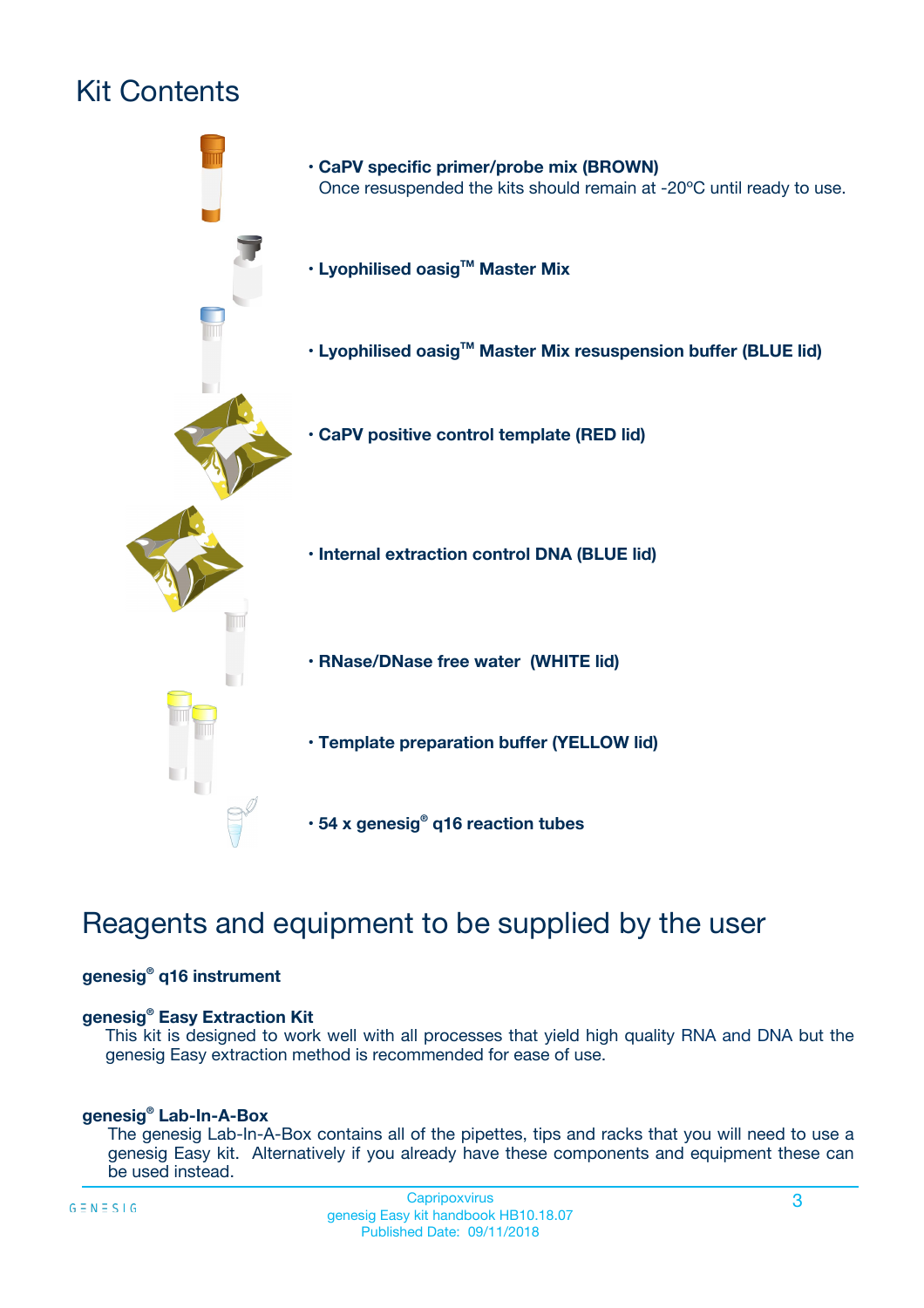# Kit Contents

- **CaPV specific primer/probe mix (BROWN)**
  Once resuspended the kits should remain at -20ºC until ready to use.
- **Lyophilised oasig™ Master Mix**
- **Lyophilised oasig™ Master Mix resuspension buffer (BLUE lid)**
- **CaPV positive control template (RED lid)**
- **Internal extraction control DNA (BLUE lid)**
- **RNase/DNase free water (WHITE lid)**
- **Template preparation buffer (YELLOW lid)**
- **54 x genesig® q16 reaction tubes**

# Reagents and equipment to be supplied by the user

**genesig® q16 instrument**

**genesig® Easy Extraction Kit**
This kit is designed to work well with all processes that yield high quality RNA and DNA but the genesig Easy extraction method is recommended for ease of use.

**genesig® Lab-In-A-Box**
The genesig Lab-In-A-Box contains all of the pipettes, tips and racks that you will need to use a genesig Easy kit. Alternatively if you already have these components and equipment these can be used instead.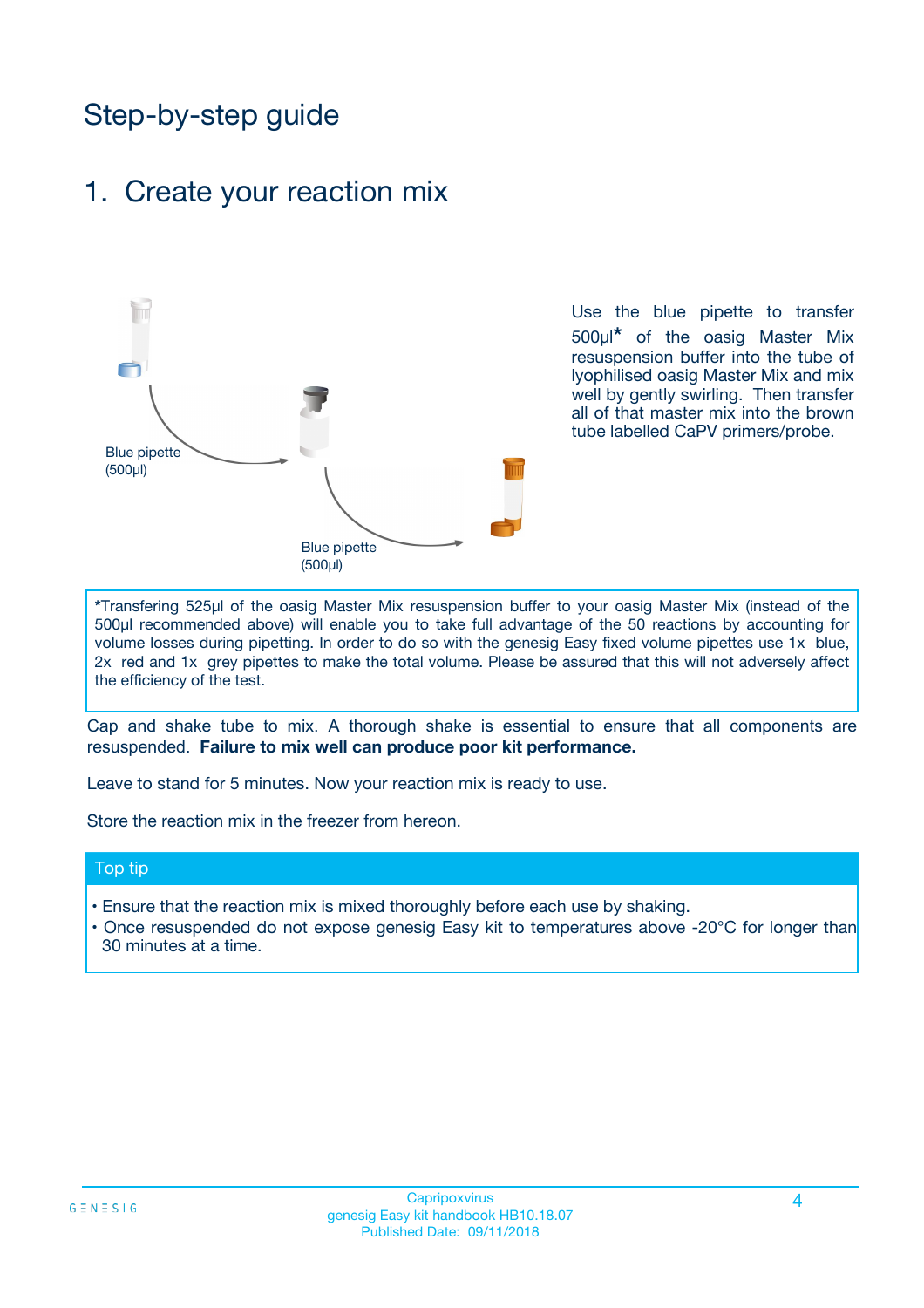# Step-by-step guide

## 1. Create your reaction mix

Blue pipette (500µl)

Blue pipette (500µl)

Use the blue pipette to transfer 500µl* of the oasig Master Mix resuspension buffer into the tube of lyophilised oasig Master Mix and mix well by gently swirling. Then transfer all of that master mix into the brown tube labelled CaPV primers/probe.

*Transfering 525µl of the oasig Master Mix resuspension buffer to your oasig Master Mix (instead of the 500µl recommended above) will enable you to take full advantage of the 50 reactions by accounting for volume losses during pipetting. In order to do so with the genesig Easy fixed volume pipettes use 1x blue, 2x red and 1x grey pipettes to make the total volume. Please be assured that this will not adversely affect the efficiency of the test.

Cap and shake tube to mix. A thorough shake is essential to ensure that all components are resuspended. **Failure to mix well can produce poor kit performance.**

Leave to stand for 5 minutes. Now your reaction mix is ready to use.

Store the reaction mix in the freezer from hereon.

### Top tip

- Ensure that the reaction mix is mixed thoroughly before each use by shaking.
- Once resuspended do not expose genesig Easy kit to temperatures above -20°C for longer than 30 minutes at a time.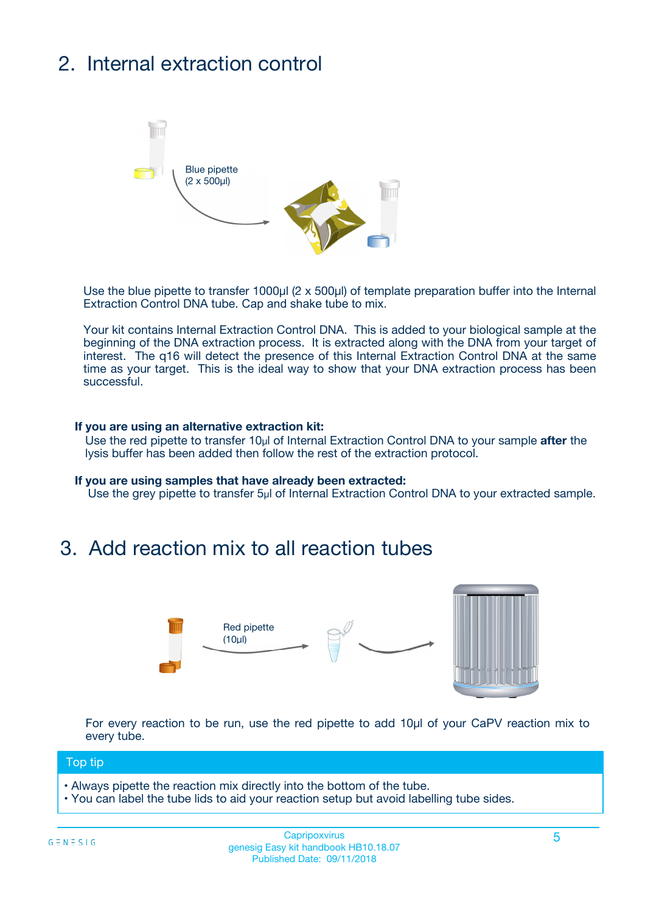## 2. Internal extraction control

Blue pipette
(2 x 500µl)

Use the blue pipette to transfer 1000µl (2 x 500µl) of template preparation buffer into the Internal Extraction Control DNA tube. Cap and shake tube to mix.

Your kit contains Internal Extraction Control DNA. This is added to your biological sample at the beginning of the DNA extraction process. It is extracted along with the DNA from your target of interest. The q16 will detect the presence of this Internal Extraction Control DNA at the same time as your target. This is the ideal way to show that your DNA extraction process has been successful.

**If you are using an alternative extraction kit:**
Use the red pipette to transfer 10µl of Internal Extraction Control DNA to your sample **after** the lysis buffer has been added then follow the rest of the extraction protocol.

**If you are using samples that have already been extracted:**
Use the grey pipette to transfer 5µl of Internal Extraction Control DNA to your extracted sample.

## 3. Add reaction mix to all reaction tubes

Red pipette
(10µl)

For every reaction to be run, use the red pipette to add 10µl of your CaPV reaction mix to every tube.

**Top tip**

- Always pipette the reaction mix directly into the bottom of the tube.
- You can label the tube lids to aid your reaction setup but avoid labelling tube sides.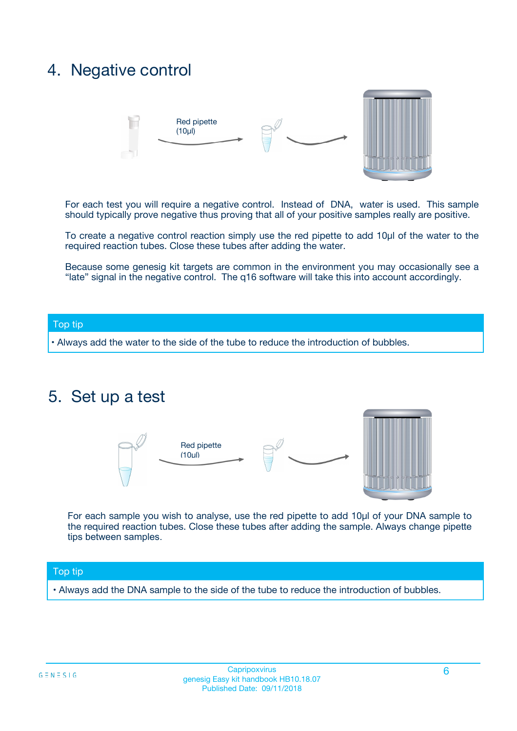## 4. Negative control

Red pipette (10µl)

For each test you will require a negative control. Instead of DNA, water is used. This sample should typically prove negative thus proving that all of your positive samples really are positive.

To create a negative control reaction simply use the red pipette to add 10µl of the water to the required reaction tubes. Close these tubes after adding the water.

Because some genesig kit targets are common in the environment you may occasionally see a "late" signal in the negative control. The q16 software will take this into account accordingly.

**Top tip**

• Always add the water to the side of the tube to reduce the introduction of bubbles.

## 5. Set up a test

Red pipette (10ul)

For each sample you wish to analyse, use the red pipette to add 10µl of your DNA sample to the required reaction tubes. Close these tubes after adding the sample. Always change pipette tips between samples.

**Top tip**

• Always add the DNA sample to the side of the tube to reduce the introduction of bubbles.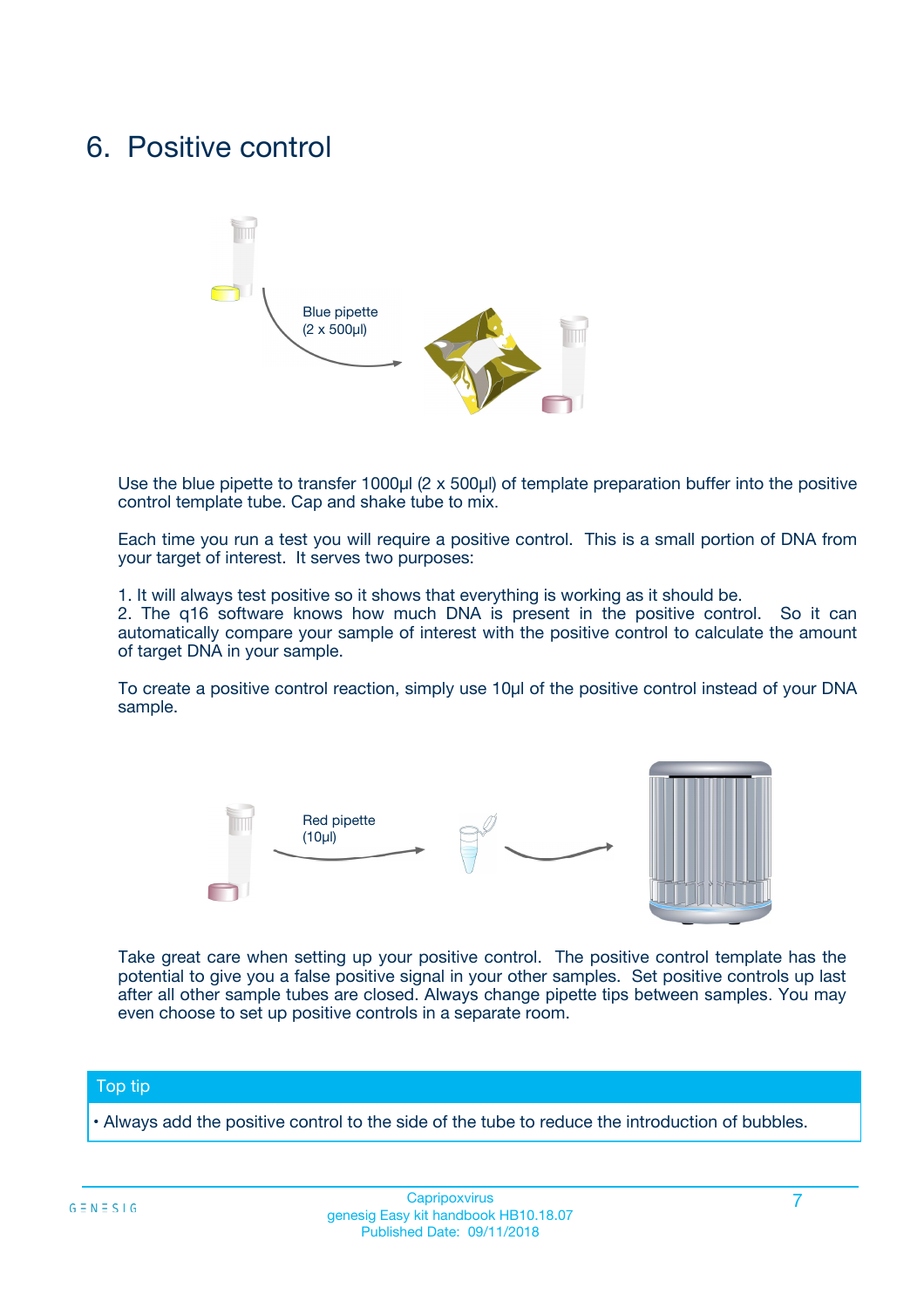# 6. Positive control

Blue pipette
(2 x 500µl)

Use the blue pipette to transfer 1000µl (2 x 500µl) of template preparation buffer into the positive control template tube. Cap and shake tube to mix.

Each time you run a test you will require a positive control. This is a small portion of DNA from your target of interest. It serves two purposes:

1. It will always test positive so it shows that everything is working as it should be.
2. The q16 software knows how much DNA is present in the positive control. So it can automatically compare your sample of interest with the positive control to calculate the amount of target DNA in your sample.

To create a positive control reaction, simply use 10µl of the positive control instead of your DNA sample.

Red pipette
(10µl)

Take great care when setting up your positive control. The positive control template has the potential to give you a false positive signal in your other samples. Set positive controls up last after all other sample tubes are closed. Always change pipette tips between samples. You may even choose to set up positive controls in a separate room.

**Top tip**

- Always add the positive control to the side of the tube to reduce the introduction of bubbles.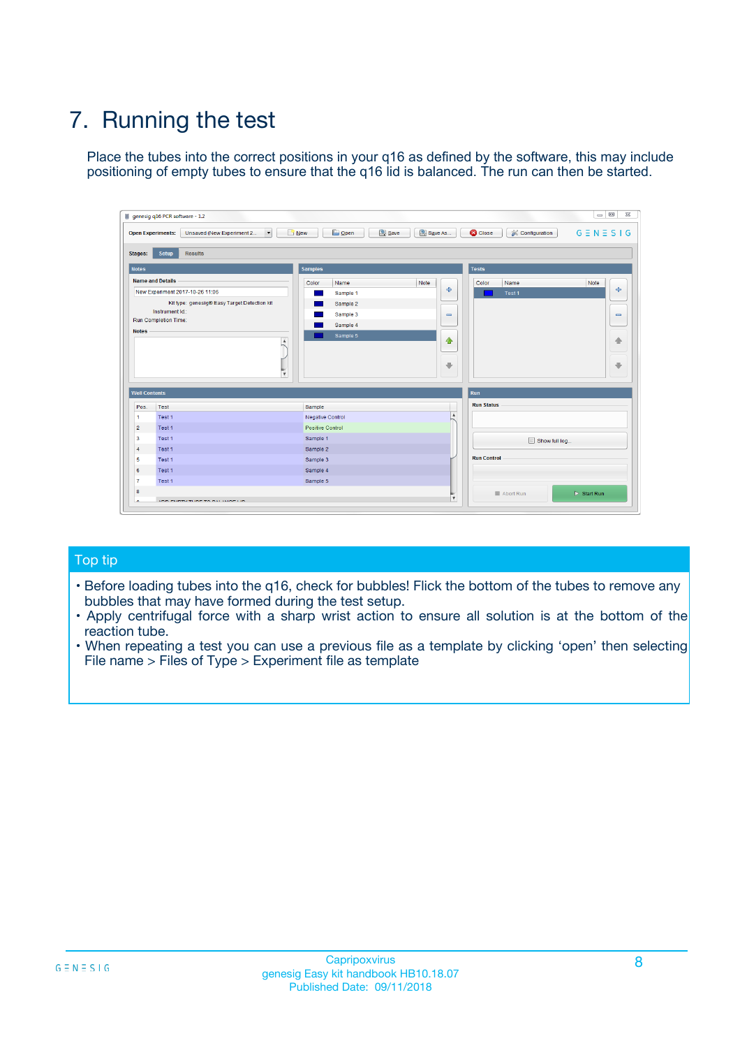# 7. Running the test

Place the tubes into the correct positions in your q16 as defined by the software, this may include positioning of empty tubes to ensure that the q16 lid is balanced. The run can then be started.

## Top tip

- Before loading tubes into the q16, check for bubbles! Flick the bottom of the tubes to remove any bubbles that may have formed during the test setup.
- Apply centrifugal force with a sharp wrist action to ensure all solution is at the bottom of the reaction tube.
- When repeating a test you can use a previous file as a template by clicking 'open' then selecting File name > Files of Type > Experiment file as template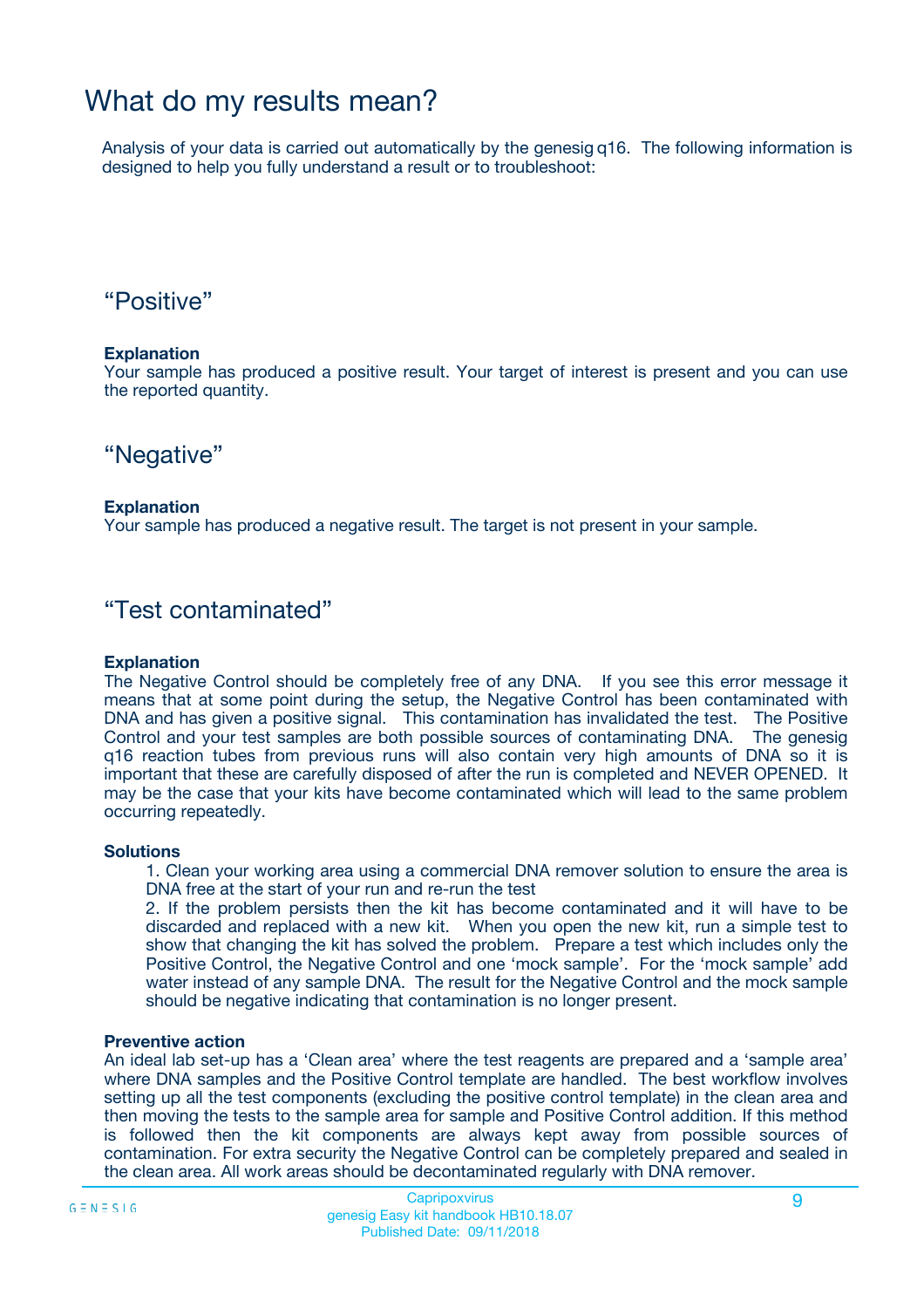# What do my results mean?

Analysis of your data is carried out automatically by the genesig q16. The following information is designed to help you fully understand a result or to troubleshoot:

## "Positive"

**Explanation**

Your sample has produced a positive result. Your target of interest is present and you can use the reported quantity.

## "Negative"

**Explanation**

Your sample has produced a negative result. The target is not present in your sample.

## "Test contaminated"

**Explanation**

The Negative Control should be completely free of any DNA. If you see this error message it means that at some point during the setup, the Negative Control has been contaminated with DNA and has given a positive signal. This contamination has invalidated the test. The Positive Control and your test samples are both possible sources of contaminating DNA. The genesig q16 reaction tubes from previous runs will also contain very high amounts of DNA so it is important that these are carefully disposed of after the run is completed and NEVER OPENED. It may be the case that your kits have become contaminated which will lead to the same problem occurring repeatedly.

**Solutions**

1. Clean your working area using a commercial DNA remover solution to ensure the area is DNA free at the start of your run and re-run the test
2. If the problem persists then the kit has become contaminated and it will have to be discarded and replaced with a new kit. When you open the new kit, run a simple test to show that changing the kit has solved the problem. Prepare a test which includes only the Positive Control, the Negative Control and one 'mock sample'. For the 'mock sample' add water instead of any sample DNA. The result for the Negative Control and the mock sample should be negative indicating that contamination is no longer present.

**Preventive action**

An ideal lab set-up has a 'Clean area' where the test reagents are prepared and a 'sample area' where DNA samples and the Positive Control template are handled. The best workflow involves setting up all the test components (excluding the positive control template) in the clean area and then moving the tests to the sample area for sample and Positive Control addition. If this method is followed then the kit components are always kept away from possible sources of contamination. For extra security the Negative Control can be completely prepared and sealed in the clean area. All work areas should be decontaminated regularly with DNA remover.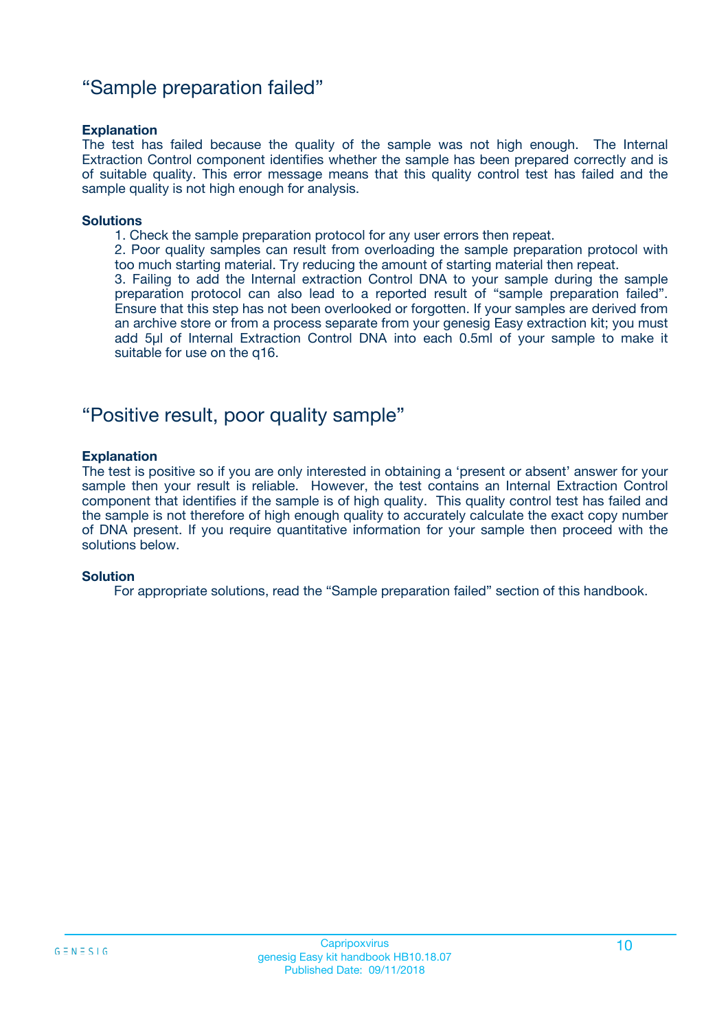## “Sample preparation failed”

### Explanation

The test has failed because the quality of the sample was not high enough. The Internal Extraction Control component identifies whether the sample has been prepared correctly and is of suitable quality. This error message means that this quality control test has failed and the sample quality is not high enough for analysis.

### Solutions

1. Check the sample preparation protocol for any user errors then repeat.
2. Poor quality samples can result from overloading the sample preparation protocol with too much starting material. Try reducing the amount of starting material then repeat.
3. Failing to add the Internal extraction Control DNA to your sample during the sample preparation protocol can also lead to a reported result of “sample preparation failed”. Ensure that this step has not been overlooked or forgotten. If your samples are derived from an archive store or from a process separate from your genesig Easy extraction kit; you must add 5µl of Internal Extraction Control DNA into each 0.5ml of your sample to make it suitable for use on the q16.

## “Positive result, poor quality sample”

### Explanation

The test is positive so if you are only interested in obtaining a ‘present or absent’ answer for your sample then your result is reliable. However, the test contains an Internal Extraction Control component that identifies if the sample is of high quality. This quality control test has failed and the sample is not therefore of high enough quality to accurately calculate the exact copy number of DNA present. If you require quantitative information for your sample then proceed with the solutions below.

### Solution

For appropriate solutions, read the “Sample preparation failed” section of this handbook.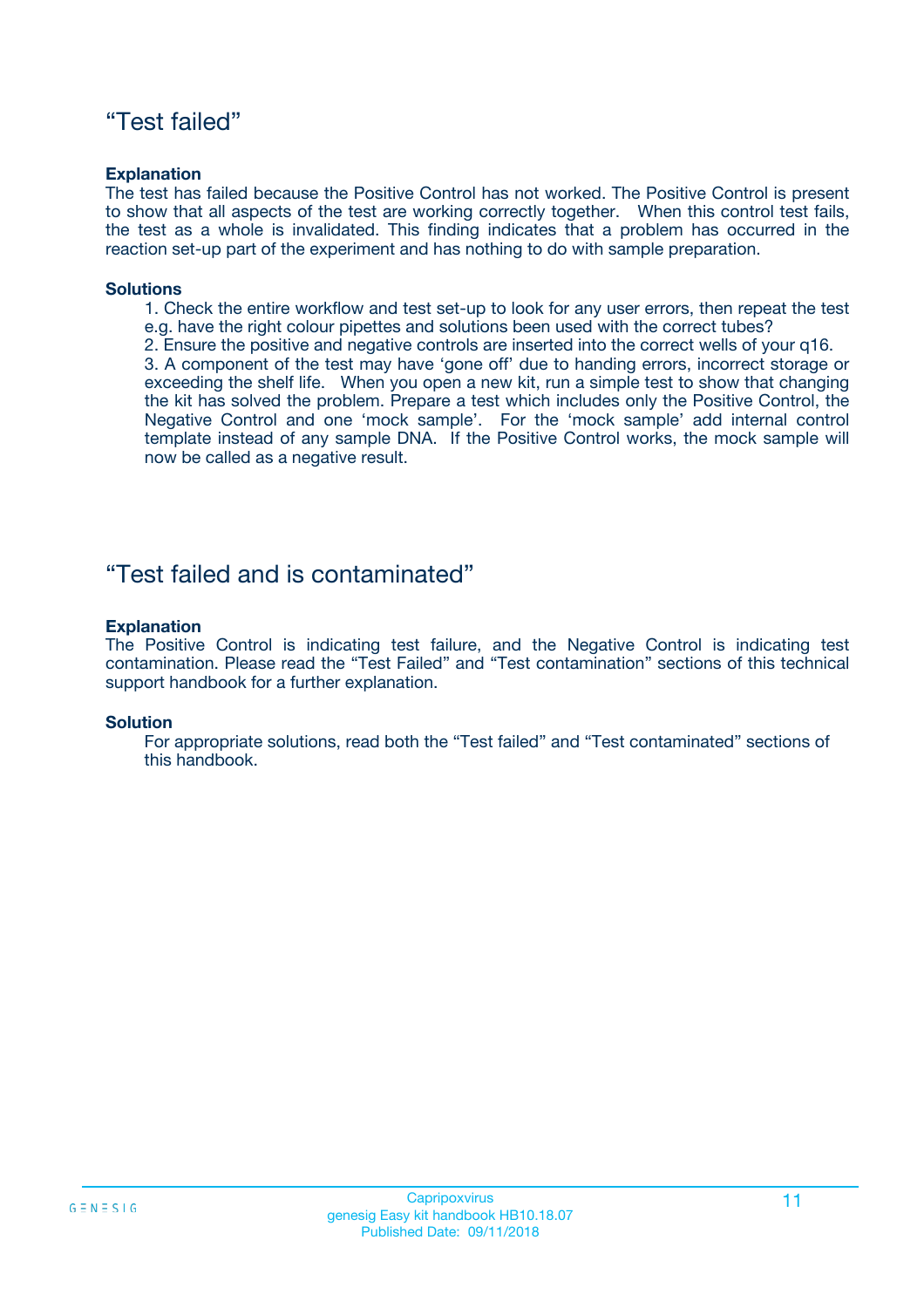## “Test failed”

**Explanation**

The test has failed because the Positive Control has not worked. The Positive Control is present to show that all aspects of the test are working correctly together. When this control test fails, the test as a whole is invalidated. This finding indicates that a problem has occurred in the reaction set-up part of the experiment and has nothing to do with sample preparation.

**Solutions**

1. Check the entire workflow and test set-up to look for any user errors, then repeat the test e.g. have the right colour pipettes and solutions been used with the correct tubes?
2. Ensure the positive and negative controls are inserted into the correct wells of your q16.
3. A component of the test may have ‘gone off’ due to handing errors, incorrect storage or exceeding the shelf life. When you open a new kit, run a simple test to show that changing the kit has solved the problem. Prepare a test which includes only the Positive Control, the Negative Control and one ‘mock sample’. For the ‘mock sample’ add internal control template instead of any sample DNA. If the Positive Control works, the mock sample will now be called as a negative result.

## “Test failed and is contaminated”

**Explanation**

The Positive Control is indicating test failure, and the Negative Control is indicating test contamination. Please read the “Test Failed” and “Test contamination” sections of this technical support handbook for a further explanation.

**Solution**

For appropriate solutions, read both the “Test failed” and “Test contaminated” sections of this handbook.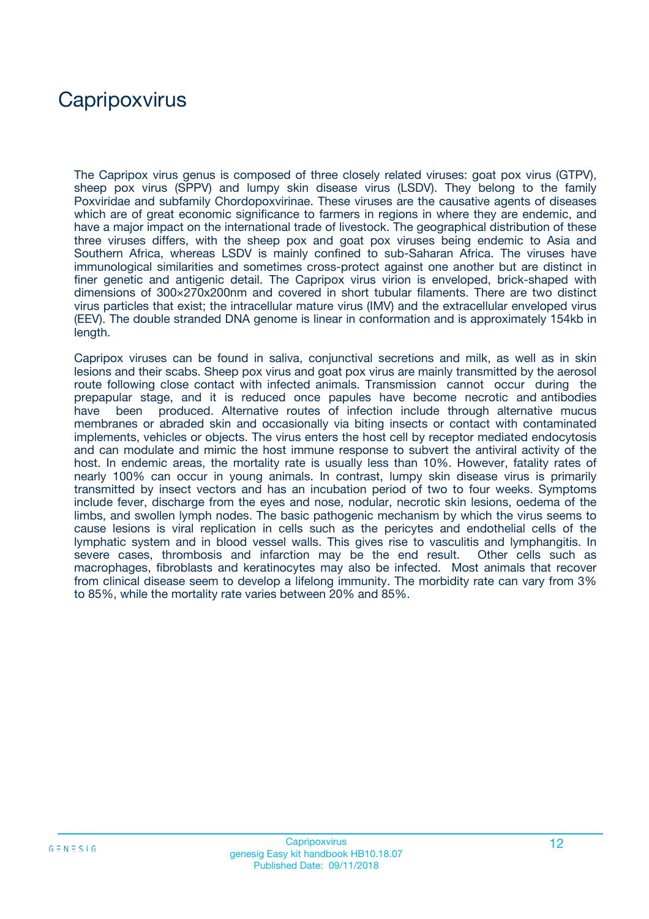# Capripoxvirus

The Capripox virus genus is composed of three closely related viruses: goat pox virus (GTPV), sheep pox virus (SPPV) and lumpy skin disease virus (LSDV). They belong to the family Poxviridae and subfamily Chordopoxvirinae. These viruses are the causative agents of diseases which are of great economic significance to farmers in regions in where they are endemic, and have a major impact on the international trade of livestock. The geographical distribution of these three viruses differs, with the sheep pox and goat pox viruses being endemic to Asia and Southern Africa, whereas LSDV is mainly confined to sub-Saharan Africa. The viruses have immunological similarities and sometimes cross-protect against one another but are distinct in finer genetic and antigenic detail. The Capripox virus virion is enveloped, brick-shaped with dimensions of 300×270x200nm and covered in short tubular filaments. There are two distinct virus particles that exist; the intracellular mature virus (IMV) and the extracellular enveloped virus (EEV). The double stranded DNA genome is linear in conformation and is approximately 154kb in length.

Capripox viruses can be found in saliva, conjunctival secretions and milk, as well as in skin lesions and their scabs. Sheep pox virus and goat pox virus are mainly transmitted by the aerosol route following close contact with infected animals. Transmission cannot occur during the prepapular stage, and it is reduced once papules have become necrotic and antibodies have been produced. Alternative routes of infection include through alternative mucus membranes or abraded skin and occasionally via biting insects or contact with contaminated implements, vehicles or objects. The virus enters the host cell by receptor mediated endocytosis and can modulate and mimic the host immune response to subvert the antiviral activity of the host. In endemic areas, the mortality rate is usually less than 10%. However, fatality rates of nearly 100% can occur in young animals. In contrast, lumpy skin disease virus is primarily transmitted by insect vectors and has an incubation period of two to four weeks. Symptoms include fever, discharge from the eyes and nose, nodular, necrotic skin lesions, oedema of the limbs, and swollen lymph nodes. The basic pathogenic mechanism by which the virus seems to cause lesions is viral replication in cells such as the pericytes and endothelial cells of the lymphatic system and in blood vessel walls. This gives rise to vasculitis and lymphangitis. In severe cases, thrombosis and infarction may be the end result. Other cells such as macrophages, fibroblasts and keratinocytes may also be infected. Most animals that recover from clinical disease seem to develop a lifelong immunity. The morbidity rate can vary from 3% to 85%, while the mortality rate varies between 20% and 85%.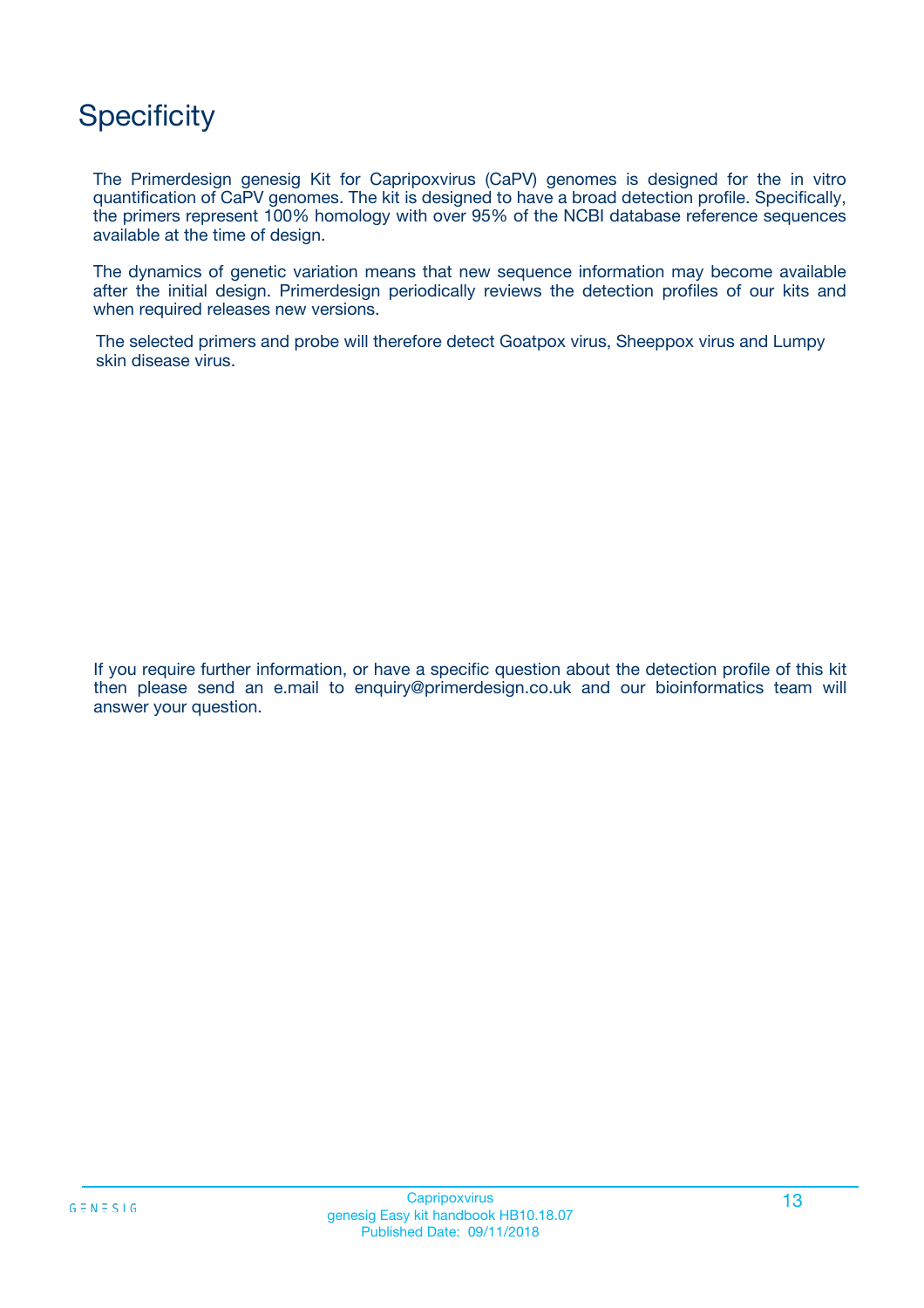# Specificity

The Primerdesign genesig Kit for Capripoxvirus (CaPV) genomes is designed for the in vitro quantification of CaPV genomes. The kit is designed to have a broad detection profile. Specifically, the primers represent 100% homology with over 95% of the NCBI database reference sequences available at the time of design.

The dynamics of genetic variation means that new sequence information may become available after the initial design. Primerdesign periodically reviews the detection profiles of our kits and when required releases new versions.

The selected primers and probe will therefore detect Goatpox virus, Sheeppox virus and Lumpy skin disease virus.

If you require further information, or have a specific question about the detection profile of this kit then please send an e.mail to enquiry@primerdesign.co.uk and our bioinformatics team will answer your question.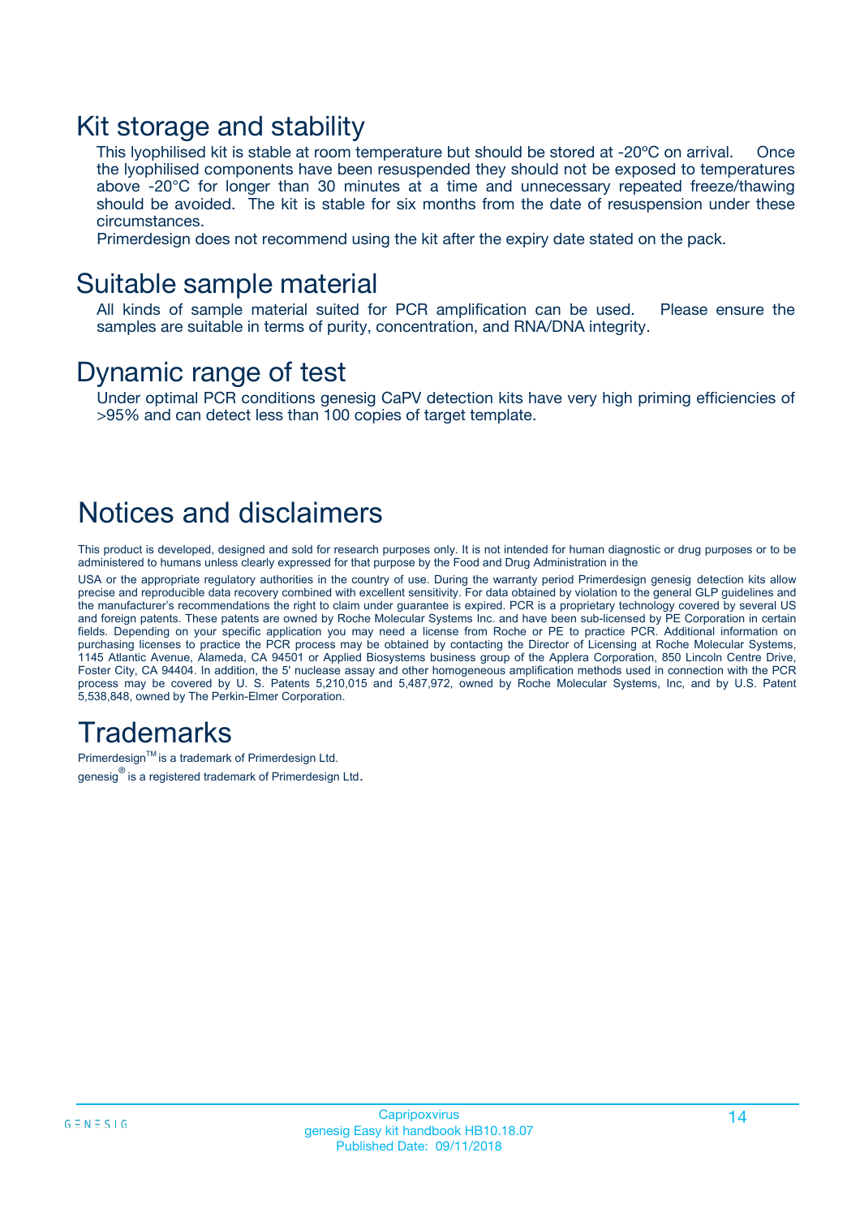# Kit storage and stability

This lyophilised kit is stable at room temperature but should be stored at -20ºC on arrival. Once the lyophilised components have been resuspended they should not be exposed to temperatures above -20°C for longer than 30 minutes at a time and unnecessary repeated freeze/thawing should be avoided. The kit is stable for six months from the date of resuspension under these circumstances.

Primerdesign does not recommend using the kit after the expiry date stated on the pack.

# Suitable sample material

All kinds of sample material suited for PCR amplification can be used. Please ensure the samples are suitable in terms of purity, concentration, and RNA/DNA integrity.

# Dynamic range of test

Under optimal PCR conditions genesig CaPV detection kits have very high priming efficiencies of >95% and can detect less than 100 copies of target template.

# Notices and disclaimers

This product is developed, designed and sold for research purposes only. It is not intended for human diagnostic or drug purposes or to be administered to humans unless clearly expressed for that purpose by the Food and Drug Administration in the

USA or the appropriate regulatory authorities in the country of use. During the warranty period Primerdesign genesig detection kits allow precise and reproducible data recovery combined with excellent sensitivity. For data obtained by violation to the general GLP guidelines and the manufacturer's recommendations the right to claim under guarantee is expired. PCR is a proprietary technology covered by several US and foreign patents. These patents are owned by Roche Molecular Systems Inc. and have been sub-licensed by PE Corporation in certain fields. Depending on your specific application you may need a license from Roche or PE to practice PCR. Additional information on purchasing licenses to practice the PCR process may be obtained by contacting the Director of Licensing at Roche Molecular Systems, 1145 Atlantic Avenue, Alameda, CA 94501 or Applied Biosystems business group of the Applera Corporation, 850 Lincoln Centre Drive, Foster City, CA 94404. In addition, the 5' nuclease assay and other homogeneous amplification methods used in connection with the PCR process may be covered by U. S. Patents 5,210,015 and 5,487,972, owned by Roche Molecular Systems, Inc, and by U.S. Patent 5,538,848, owned by The Perkin-Elmer Corporation.

# Trademarks

Primerdesign™ is a trademark of Primerdesign Ltd.

genesig® is a registered trademark of Primerdesign Ltd.